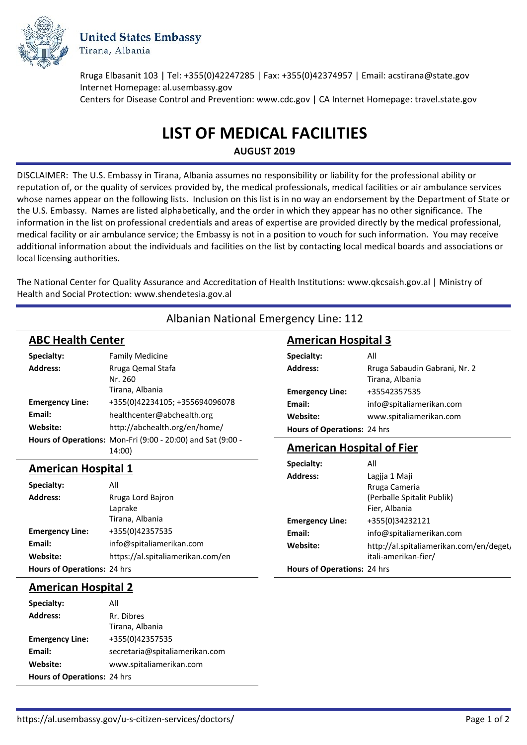**United States Embassy**
Tirana, Albania

Rruga Elbasanit 103 | Tel: +355(0)42247285 | Fax: +355(0)42374957 | Email: acstirana@state.gov
Internet Homepage: al.usembassy.gov
Centers for Disease Control and Prevention: www.cdc.gov | CA Internet Homepage: travel.state.gov

# LIST OF MEDICAL FACILITIES

**AUGUST 2019**

DISCLAIMER: The U.S. Embassy in Tirana, Albania assumes no responsibility or liability for the professional ability or reputation of, or the quality of services provided by, the medical professionals, medical facilities or air ambulance services whose names appear on the following lists. Inclusion on this list is in no way an endorsement by the Department of State or the U.S. Embassy. Names are listed alphabetically, and the order in which they appear has no other significance. The information in the list on professional credentials and areas of expertise are provided directly by the medical professional, medical facility or air ambulance service; the Embassy is not in a position to vouch for such information. You may receive additional information about the individuals and facilities on the list by contacting local medical boards and associations or local licensing authorities.

The National Center for Quality Assurance and Accreditation of Health Institutions: www.qkcsaish.gov.al | Ministry of Health and Social Protection: www.shendetesia.gov.al

Albanian National Emergency Line: 112

## ABC Health Center

**Specialty:** Family Medicine
**Address:** Rruga Qemal Stafa, Nr. 260, Tirana, Albania
**Emergency Line:** +355(0)42234105; +355694096078
**Email:** healthcenter@abchealth.org
**Website:** http://abchealth.org/en/home/
**Hours of Operations:** Mon-Fri (9:00 - 20:00) and Sat (9:00 - 14:00)

## American Hospital 1

**Specialty:** All
**Address:** Rruga Lord Bajron, Laprake, Tirana, Albania
**Emergency Line:** +355(0)42357535
**Email:** info@spitaliamerikan.com
**Website:** https://al.spitaliamerikan.com/en
**Hours of Operations:** 24 hrs

## American Hospital 2

**Specialty:** All
**Address:** Rr. Dibres, Tirana, Albania
**Emergency Line:** +355(0)42357535
**Email:** secretaria@spitaliamerikan.com
**Website:** www.spitaliamerikan.com
**Hours of Operations:** 24 hrs

## American Hospital 3

**Specialty:** All
**Address:** Rruga Sabaudin Gabrani, Nr. 2, Tirana, Albania
**Emergency Line:** +35542357535
**Email:** info@spitaliamerikan.com
**Website:** www.spitaliamerikan.com
**Hours of Operations:** 24 hrs

## American Hospital of Fier

**Specialty:** All
**Address:** Lagjja 1 Maji, Rruga Cameria, (Perballe Spitalit Publik), Fier, Albania
**Emergency Line:** +355(0)34232121
**Email:** info@spitaliamerikan.com
**Website:** http://al.spitaliamerikan.com/en/deget/itali-amerikan-fier/
**Hours of Operations:** 24 hrs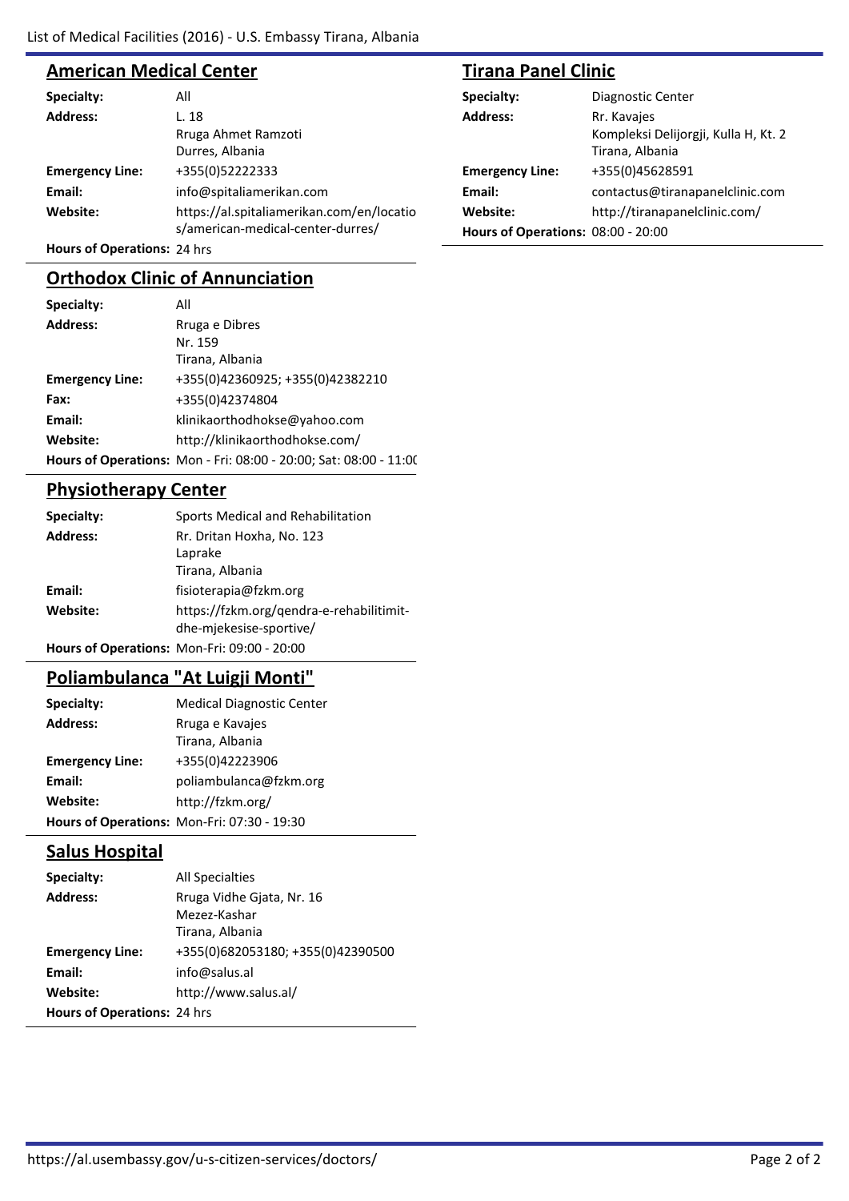## American Medical Center

**Specialty:** All

**Address:** L. 18
Rruga Ahmet Ramzoti
Durres, Albania

**Emergency Line:** +355(0)52222333

**Email:** info@spitaliamerikan.com

**Website:** https://al.spitaliamerikan.com/en/locations/american-medical-center-durres/

**Hours of Operations:** 24 hrs

## Orthodox Clinic of Annunciation

**Specialty:** All

**Address:** Rruga e Dibres
Nr. 159
Tirana, Albania

**Emergency Line:** +355(0)42360925; +355(0)42382210

**Fax:** +355(0)42374804

**Email:** klinikaorthodhokse@yahoo.com

**Website:** http://klinikaorthodhokse.com/

**Hours of Operations:** Mon - Fri: 08:00 - 20:00; Sat: 08:00 - 11:0(

## Physiotherapy Center

**Specialty:** Sports Medical and Rehabilitation

**Address:** Rr. Dritan Hoxha, No. 123
Laprake
Tirana, Albania

**Email:** fisioterapia@fzkm.org

**Website:** https://fzkm.org/qendra-e-rehabilitimit-dhe-mjekesise-sportive/

**Hours of Operations:** Mon-Fri: 09:00 - 20:00

## Poliambulanca "At Luigji Monti"

**Specialty:** Medical Diagnostic Center

**Address:** Rruga e Kavajes
Tirana, Albania

**Emergency Line:** +355(0)42223906

**Email:** poliambulanca@fzkm.org

**Website:** http://fzkm.org/

**Hours of Operations:** Mon-Fri: 07:30 - 19:30

## Salus Hospital

**Specialty:** All Specialties

**Address:** Rruga Vidhe Gjata, Nr. 16
Mezez-Kashar
Tirana, Albania

**Emergency Line:** +355(0)682053180; +355(0)42390500

**Email:** info@salus.al

**Website:** http://www.salus.al/

**Hours of Operations:** 24 hrs

## Tirana Panel Clinic

**Specialty:** Diagnostic Center

**Address:** Rr. Kavajes
Kompleksi Delijorgji, Kulla H, Kt. 2
Tirana, Albania

**Emergency Line:** +355(0)45628591

**Email:** contactus@tiranapanelclinic.com

**Website:** http://tiranapanelclinic.com/

**Hours of Operations:** 08:00 - 20:00